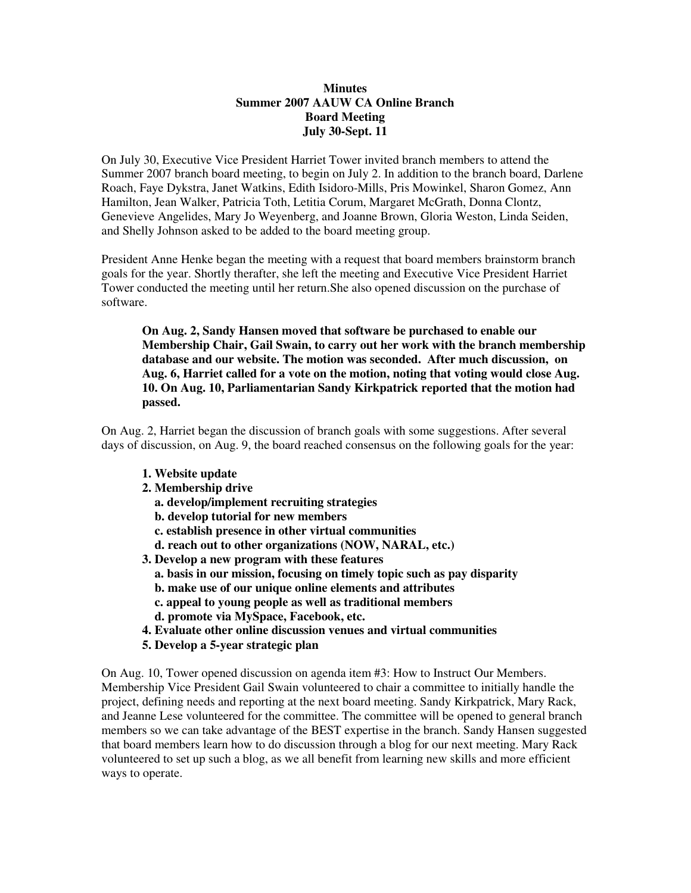**Minutes**
**Summer 2007 AAUW CA Online Branch**
**Board Meeting**
**July 30-Sept. 11**

On July 30, Executive Vice President Harriet Tower invited branch members to attend the Summer 2007 branch board meeting, to begin on July 2. In addition to the branch board, Darlene Roach, Faye Dykstra, Janet Watkins, Edith Isidoro-Mills, Pris Mowinkel, Sharon Gomez, Ann Hamilton, Jean Walker, Patricia Toth, Letitia Corum, Margaret McGrath, Donna Clontz, Genevieve Angelides, Mary Jo Weyenberg, and Joanne Brown, Gloria Weston, Linda Seiden, and Shelly Johnson asked to be added to the board meeting group.

President Anne Henke began the meeting with a request that board members brainstorm branch goals for the year. Shortly therafter, she left the meeting and Executive Vice President Harriet Tower conducted the meeting until her return.She also opened discussion on the purchase of software.

> **On Aug. 2, Sandy Hansen moved that software be purchased to enable our Membership Chair, Gail Swain, to carry out her work with the branch membership database and our website. The motion was seconded. After much discussion, on Aug. 6, Harriet called for a vote on the motion, noting that voting would close Aug. 10. On Aug. 10, Parliamentarian Sandy Kirkpatrick reported that the motion had passed.**

On Aug. 2, Harriet began the discussion of branch goals with some suggestions. After several days of discussion, on Aug. 9, the board reached consensus on the following goals for the year:

1. **Website update**
2. **Membership drive**
   - **a. develop/implement recruiting strategies**
   - **b. develop tutorial for new members**
   - **c. establish presence in other virtual communities**
   - **d. reach out to other organizations (NOW, NARAL, etc.)**
3. **Develop a new program with these features**
   - **a. basis in our mission, focusing on timely topic such as pay disparity**
   - **b. make use of our unique online elements and attributes**
   - **c. appeal to young people as well as traditional members**
   - **d. promote via MySpace, Facebook, etc.**
4. **Evaluate other online discussion venues and virtual communities**
5. **Develop a 5-year strategic plan**

On Aug. 10, Tower opened discussion on agenda item #3: How to Instruct Our Members. Membership Vice President Gail Swain volunteered to chair a committee to initially handle the project, defining needs and reporting at the next board meeting. Sandy Kirkpatrick, Mary Rack, and Jeanne Lese volunteered for the committee. The committee will be opened to general branch members so we can take advantage of the BEST expertise in the branch. Sandy Hansen suggested that board members learn how to do discussion through a blog for our next meeting. Mary Rack volunteered to set up such a blog, as we all benefit from learning new skills and more efficient ways to operate.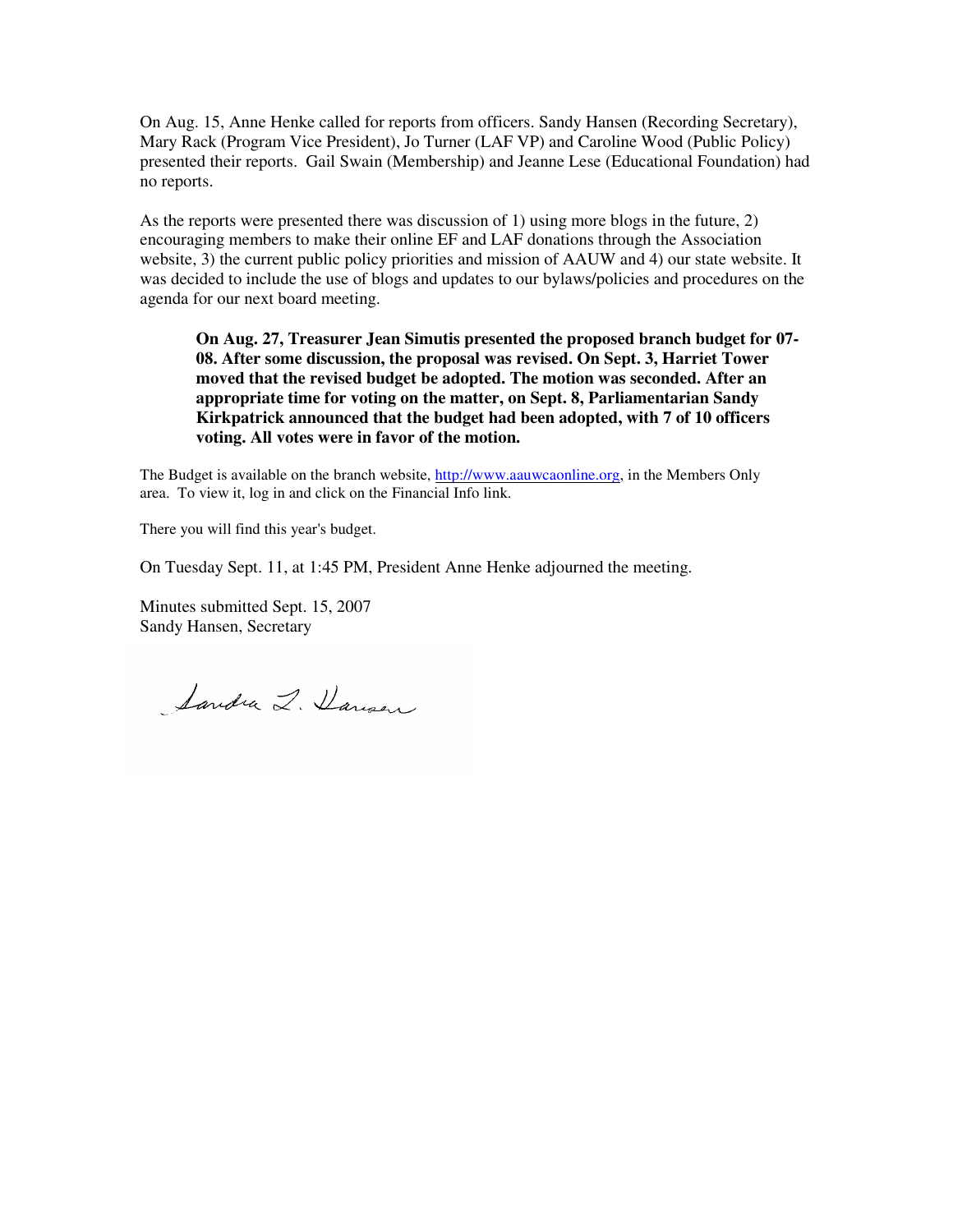On Aug. 15, Anne Henke called for reports from officers. Sandy Hansen (Recording Secretary), Mary Rack (Program Vice President), Jo Turner (LAF VP) and Caroline Wood (Public Policy) presented their reports. Gail Swain (Membership) and Jeanne Lese (Educational Foundation) had no reports.

As the reports were presented there was discussion of 1) using more blogs in the future, 2) encouraging members to make their online EF and LAF donations through the Association website, 3) the current public policy priorities and mission of AAUW and 4) our state website. It was decided to include the use of blogs and updates to our bylaws/policies and procedures on the agenda for our next board meeting.

> **On Aug. 27, Treasurer Jean Simutis presented the proposed branch budget for 07-08. After some discussion, the proposal was revised. On Sept. 3, Harriet Tower moved that the revised budget be adopted. The motion was seconded. After an appropriate time for voting on the matter, on Sept. 8, Parliamentarian Sandy Kirkpatrick announced that the budget had been adopted, with 7 of 10 officers voting. All votes were in favor of the motion.**

The Budget is available on the branch website, http://www.aauwcaonline.org, in the Members Only area. To view it, log in and click on the Financial Info link.

There you will find this year's budget.

On Tuesday Sept. 11, at 1:45 PM, President Anne Henke adjourned the meeting.

Minutes submitted Sept. 15, 2007
Sandy Hansen, Secretary

Sandra L. Hansen